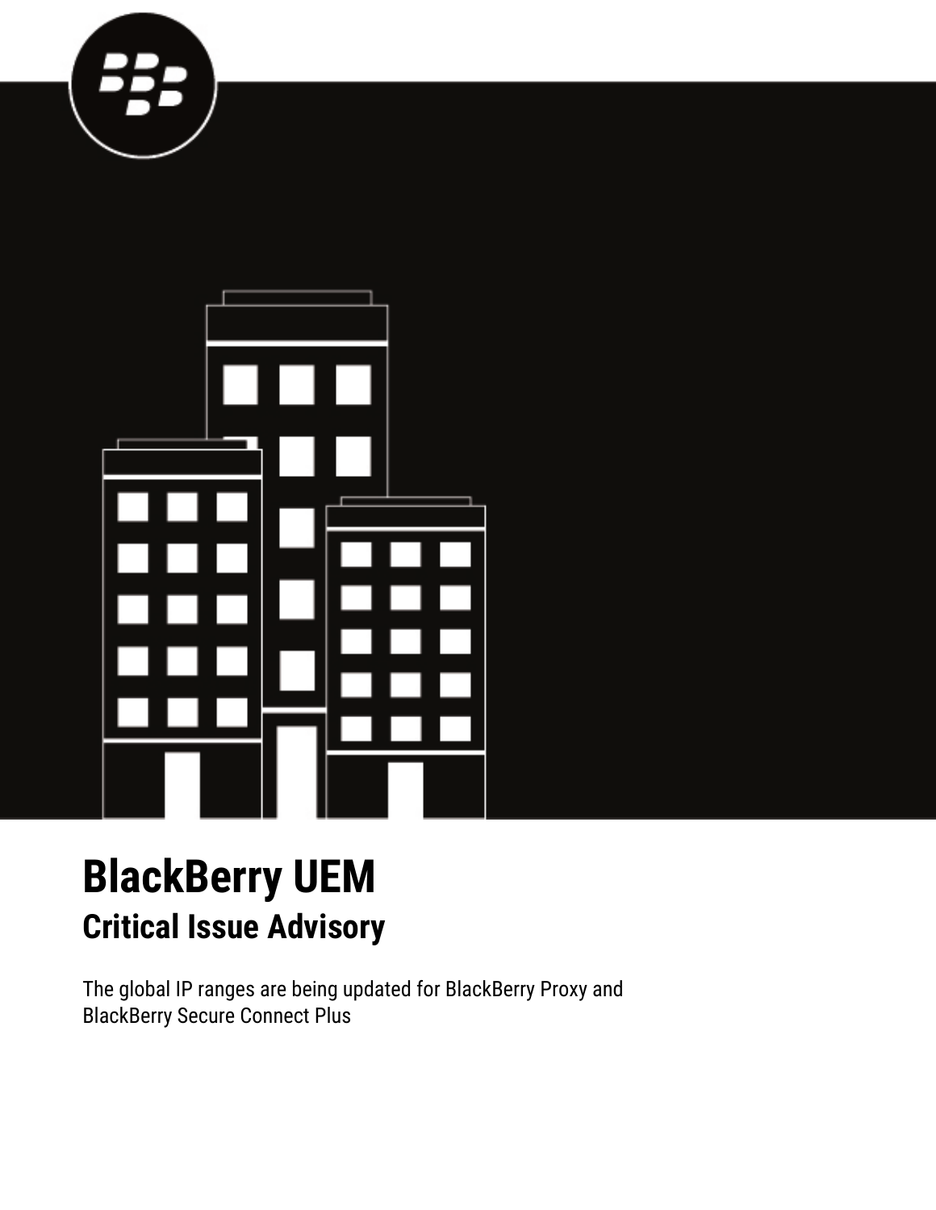# BlackBerry UEM

## Critical Issue Advisory

The global IP ranges are being updated for BlackBerry Proxy and BlackBerry Secure Connect Plus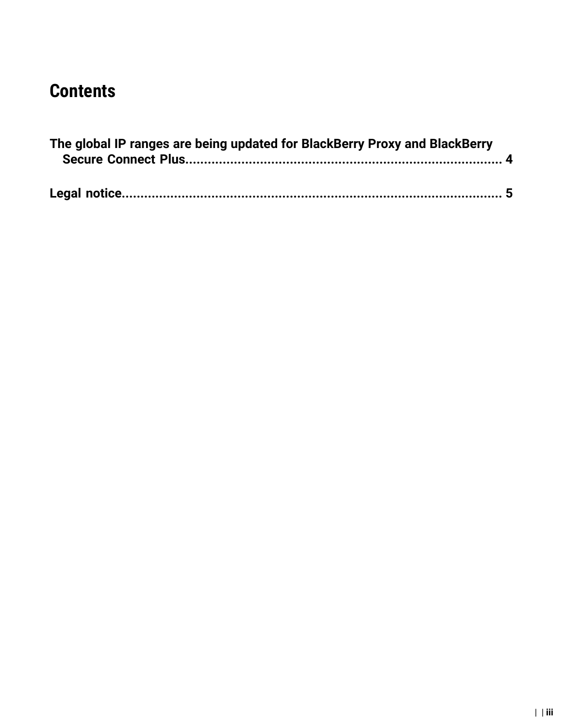# Contents

**The global IP ranges are being updated for BlackBerry Proxy and BlackBerry Secure Connect Plus...................................................................................... 4**

**Legal notice........................................................................................................ 5**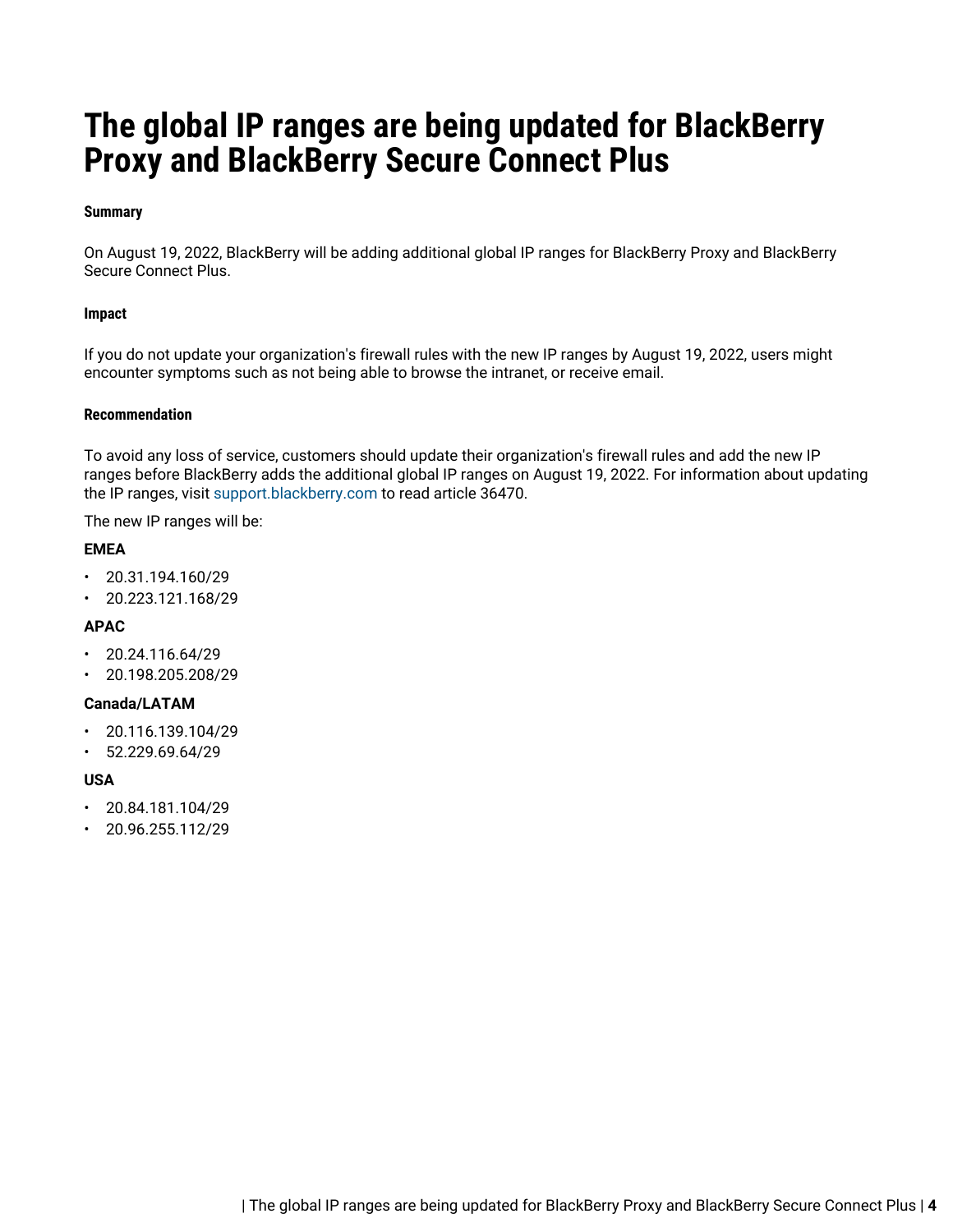# The global IP ranges are being updated for BlackBerry Proxy and BlackBerry Secure Connect Plus

#### Summary

On August 19, 2022, BlackBerry will be adding additional global IP ranges for BlackBerry Proxy and BlackBerry Secure Connect Plus.

#### Impact

If you do not update your organization's firewall rules with the new IP ranges by August 19, 2022, users might encounter symptoms such as not being able to browse the intranet, or receive email.

#### Recommendation

To avoid any loss of service, customers should update their organization's firewall rules and add the new IP ranges before BlackBerry adds the additional global IP ranges on August 19, 2022. For information about updating the IP ranges, visit support.blackberry.com to read article 36470.

The new IP ranges will be:

**EMEA**

- 20.31.194.160/29
- 20.223.121.168/29

**APAC**

- 20.24.116.64/29
- 20.198.205.208/29

**Canada/LATAM**

- 20.116.139.104/29
- 52.229.69.64/29

**USA**

- 20.84.181.104/29
- 20.96.255.112/29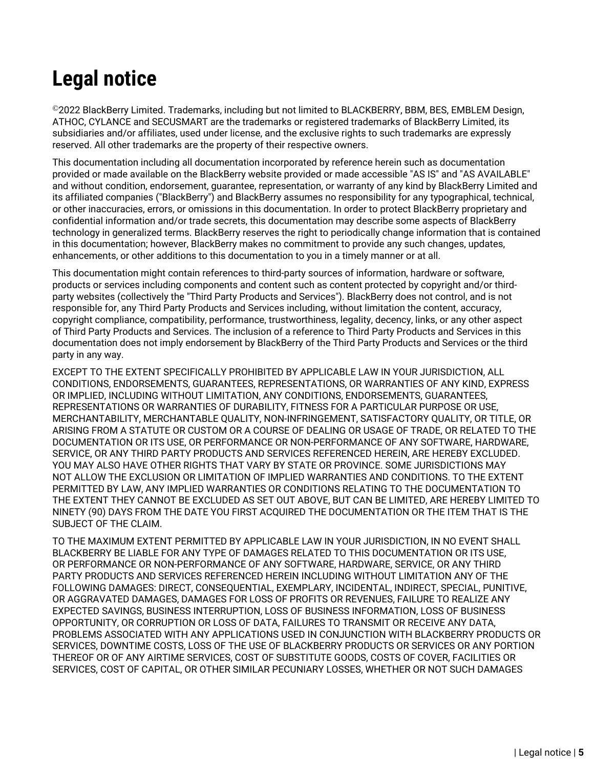# Legal notice

©2022 BlackBerry Limited. Trademarks, including but not limited to BLACKBERRY, BBM, BES, EMBLEM Design, ATHOC, CYLANCE and SECUSMART are the trademarks or registered trademarks of BlackBerry Limited, its subsidiaries and/or affiliates, used under license, and the exclusive rights to such trademarks are expressly reserved. All other trademarks are the property of their respective owners.

This documentation including all documentation incorporated by reference herein such as documentation provided or made available on the BlackBerry website provided or made accessible "AS IS" and "AS AVAILABLE" and without condition, endorsement, guarantee, representation, or warranty of any kind by BlackBerry Limited and its affiliated companies ("BlackBerry") and BlackBerry assumes no responsibility for any typographical, technical, or other inaccuracies, errors, or omissions in this documentation. In order to protect BlackBerry proprietary and confidential information and/or trade secrets, this documentation may describe some aspects of BlackBerry technology in generalized terms. BlackBerry reserves the right to periodically change information that is contained in this documentation; however, BlackBerry makes no commitment to provide any such changes, updates, enhancements, or other additions to this documentation to you in a timely manner or at all.

This documentation might contain references to third-party sources of information, hardware or software, products or services including components and content such as content protected by copyright and/or third-party websites (collectively the "Third Party Products and Services"). BlackBerry does not control, and is not responsible for, any Third Party Products and Services including, without limitation the content, accuracy, copyright compliance, compatibility, performance, trustworthiness, legality, decency, links, or any other aspect of Third Party Products and Services. The inclusion of a reference to Third Party Products and Services in this documentation does not imply endorsement by BlackBerry of the Third Party Products and Services or the third party in any way.

EXCEPT TO THE EXTENT SPECIFICALLY PROHIBITED BY APPLICABLE LAW IN YOUR JURISDICTION, ALL CONDITIONS, ENDORSEMENTS, GUARANTEES, REPRESENTATIONS, OR WARRANTIES OF ANY KIND, EXPRESS OR IMPLIED, INCLUDING WITHOUT LIMITATION, ANY CONDITIONS, ENDORSEMENTS, GUARANTEES, REPRESENTATIONS OR WARRANTIES OF DURABILITY, FITNESS FOR A PARTICULAR PURPOSE OR USE, MERCHANTABILITY, MERCHANTABLE QUALITY, NON-INFRINGEMENT, SATISFACTORY QUALITY, OR TITLE, OR ARISING FROM A STATUTE OR CUSTOM OR A COURSE OF DEALING OR USAGE OF TRADE, OR RELATED TO THE DOCUMENTATION OR ITS USE, OR PERFORMANCE OR NON-PERFORMANCE OF ANY SOFTWARE, HARDWARE, SERVICE, OR ANY THIRD PARTY PRODUCTS AND SERVICES REFERENCED HEREIN, ARE HEREBY EXCLUDED. YOU MAY ALSO HAVE OTHER RIGHTS THAT VARY BY STATE OR PROVINCE. SOME JURISDICTIONS MAY NOT ALLOW THE EXCLUSION OR LIMITATION OF IMPLIED WARRANTIES AND CONDITIONS. TO THE EXTENT PERMITTED BY LAW, ANY IMPLIED WARRANTIES OR CONDITIONS RELATING TO THE DOCUMENTATION TO THE EXTENT THEY CANNOT BE EXCLUDED AS SET OUT ABOVE, BUT CAN BE LIMITED, ARE HEREBY LIMITED TO NINETY (90) DAYS FROM THE DATE YOU FIRST ACQUIRED THE DOCUMENTATION OR THE ITEM THAT IS THE SUBJECT OF THE CLAIM.

TO THE MAXIMUM EXTENT PERMITTED BY APPLICABLE LAW IN YOUR JURISDICTION, IN NO EVENT SHALL BLACKBERRY BE LIABLE FOR ANY TYPE OF DAMAGES RELATED TO THIS DOCUMENTATION OR ITS USE, OR PERFORMANCE OR NON-PERFORMANCE OF ANY SOFTWARE, HARDWARE, SERVICE, OR ANY THIRD PARTY PRODUCTS AND SERVICES REFERENCED HEREIN INCLUDING WITHOUT LIMITATION ANY OF THE FOLLOWING DAMAGES: DIRECT, CONSEQUENTIAL, EXEMPLARY, INCIDENTAL, INDIRECT, SPECIAL, PUNITIVE, OR AGGRAVATED DAMAGES, DAMAGES FOR LOSS OF PROFITS OR REVENUES, FAILURE TO REALIZE ANY EXPECTED SAVINGS, BUSINESS INTERRUPTION, LOSS OF BUSINESS INFORMATION, LOSS OF BUSINESS OPPORTUNITY, OR CORRUPTION OR LOSS OF DATA, FAILURES TO TRANSMIT OR RECEIVE ANY DATA, PROBLEMS ASSOCIATED WITH ANY APPLICATIONS USED IN CONJUNCTION WITH BLACKBERRY PRODUCTS OR SERVICES, DOWNTIME COSTS, LOSS OF THE USE OF BLACKBERRY PRODUCTS OR SERVICES OR ANY PORTION THEREOF OR OF ANY AIRTIME SERVICES, COST OF SUBSTITUTE GOODS, COSTS OF COVER, FACILITIES OR SERVICES, COST OF CAPITAL, OR OTHER SIMILAR PECUNIARY LOSSES, WHETHER OR NOT SUCH DAMAGES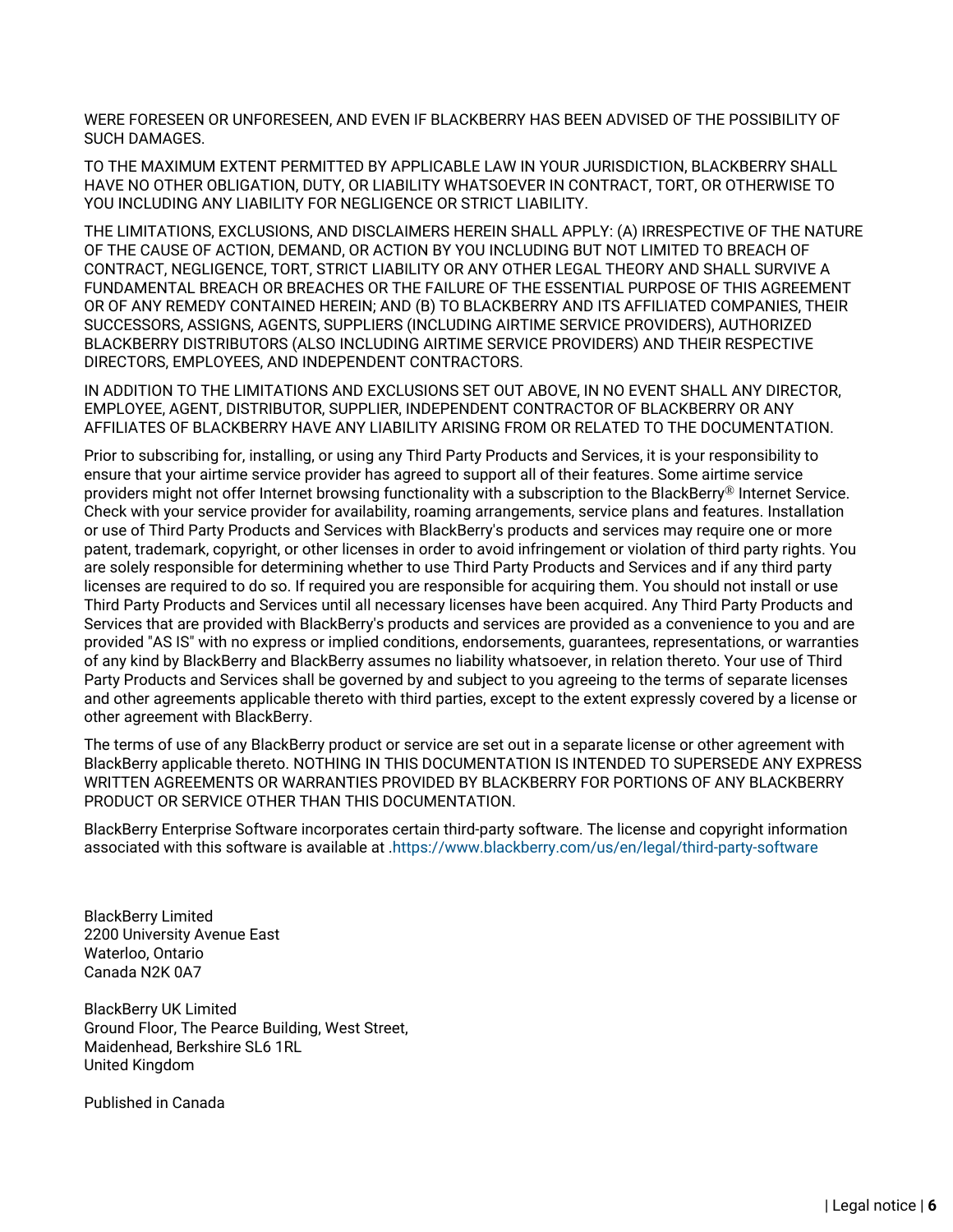WERE FORESEEN OR UNFORESEEN, AND EVEN IF BLACKBERRY HAS BEEN ADVISED OF THE POSSIBILITY OF SUCH DAMAGES.

TO THE MAXIMUM EXTENT PERMITTED BY APPLICABLE LAW IN YOUR JURISDICTION, BLACKBERRY SHALL HAVE NO OTHER OBLIGATION, DUTY, OR LIABILITY WHATSOEVER IN CONTRACT, TORT, OR OTHERWISE TO YOU INCLUDING ANY LIABILITY FOR NEGLIGENCE OR STRICT LIABILITY.

THE LIMITATIONS, EXCLUSIONS, AND DISCLAIMERS HEREIN SHALL APPLY: (A) IRRESPECTIVE OF THE NATURE OF THE CAUSE OF ACTION, DEMAND, OR ACTION BY YOU INCLUDING BUT NOT LIMITED TO BREACH OF CONTRACT, NEGLIGENCE, TORT, STRICT LIABILITY OR ANY OTHER LEGAL THEORY AND SHALL SURVIVE A FUNDAMENTAL BREACH OR BREACHES OR THE FAILURE OF THE ESSENTIAL PURPOSE OF THIS AGREEMENT OR OF ANY REMEDY CONTAINED HEREIN; AND (B) TO BLACKBERRY AND ITS AFFILIATED COMPANIES, THEIR SUCCESSORS, ASSIGNS, AGENTS, SUPPLIERS (INCLUDING AIRTIME SERVICE PROVIDERS), AUTHORIZED BLACKBERRY DISTRIBUTORS (ALSO INCLUDING AIRTIME SERVICE PROVIDERS) AND THEIR RESPECTIVE DIRECTORS, EMPLOYEES, AND INDEPENDENT CONTRACTORS.

IN ADDITION TO THE LIMITATIONS AND EXCLUSIONS SET OUT ABOVE, IN NO EVENT SHALL ANY DIRECTOR, EMPLOYEE, AGENT, DISTRIBUTOR, SUPPLIER, INDEPENDENT CONTRACTOR OF BLACKBERRY OR ANY AFFILIATES OF BLACKBERRY HAVE ANY LIABILITY ARISING FROM OR RELATED TO THE DOCUMENTATION.

Prior to subscribing for, installing, or using any Third Party Products and Services, it is your responsibility to ensure that your airtime service provider has agreed to support all of their features. Some airtime service providers might not offer Internet browsing functionality with a subscription to the BlackBerry® Internet Service. Check with your service provider for availability, roaming arrangements, service plans and features. Installation or use of Third Party Products and Services with BlackBerry's products and services may require one or more patent, trademark, copyright, or other licenses in order to avoid infringement or violation of third party rights. You are solely responsible for determining whether to use Third Party Products and Services and if any third party licenses are required to do so. If required you are responsible for acquiring them. You should not install or use Third Party Products and Services until all necessary licenses have been acquired. Any Third Party Products and Services that are provided with BlackBerry's products and services are provided as a convenience to you and are provided "AS IS" with no express or implied conditions, endorsements, guarantees, representations, or warranties of any kind by BlackBerry and BlackBerry assumes no liability whatsoever, in relation thereto. Your use of Third Party Products and Services shall be governed by and subject to you agreeing to the terms of separate licenses and other agreements applicable thereto with third parties, except to the extent expressly covered by a license or other agreement with BlackBerry.

The terms of use of any BlackBerry product or service are set out in a separate license or other agreement with BlackBerry applicable thereto. NOTHING IN THIS DOCUMENTATION IS INTENDED TO SUPERSEDE ANY EXPRESS WRITTEN AGREEMENTS OR WARRANTIES PROVIDED BY BLACKBERRY FOR PORTIONS OF ANY BLACKBERRY PRODUCT OR SERVICE OTHER THAN THIS DOCUMENTATION.

BlackBerry Enterprise Software incorporates certain third-party software. The license and copyright information associated with this software is available at .https://www.blackberry.com/us/en/legal/third-party-software

BlackBerry Limited
2200 University Avenue East
Waterloo, Ontario
Canada N2K 0A7

BlackBerry UK Limited
Ground Floor, The Pearce Building, West Street,
Maidenhead, Berkshire SL6 1RL
United Kingdom

Published in Canada